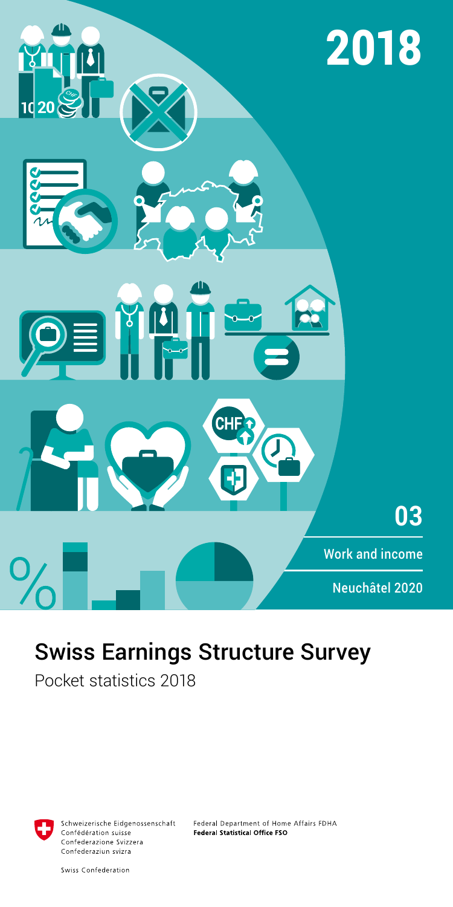2018

03

Work and income

Neuchâtel 2020

# Swiss Earnings Structure Survey

Pocket statistics 2018

Schweizerische Eidgenossenschaft
Confédération suisse
Confederazione Svizzera
Confederaziun svizra

Swiss Confederation

Federal Department of Home Affairs FDHA
**Federal Statistical Office FSO**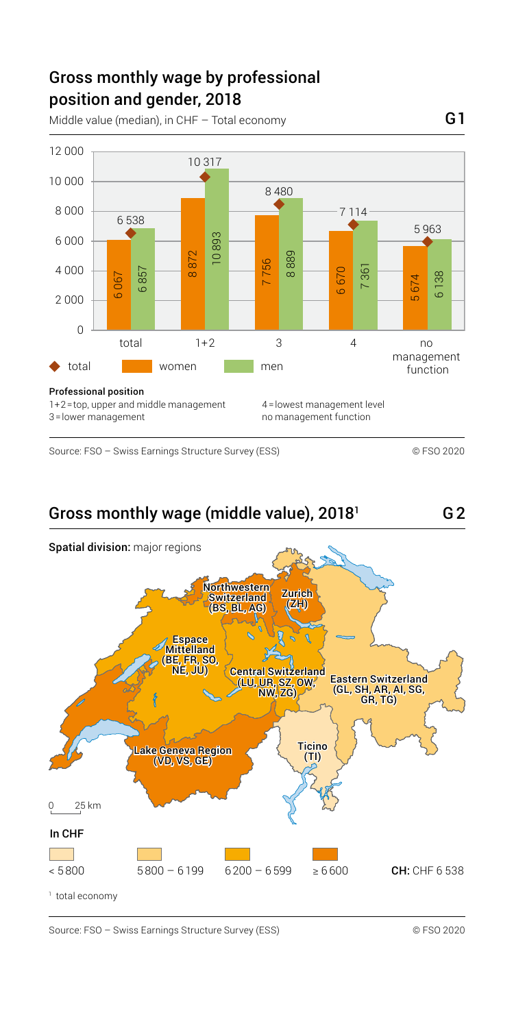## Gross monthly wage by professional position and gender, 2018

Middle value (median), in CHF – Total economy

G1

| Professional position | total | women | men |
|---|---|---|---|
| total | 6 538 | 6 067 | 6 857 |
| 1+2 | 10 317 | 8 872 | 10 893 |
| 3 | 8 480 | 7 756 | 8 889 |
| 4 | 7 114 | 6 670 | 7 361 |
| no management function | 5 963 | 5 674 | 6 138 |

**Professional position**

1+2 = top, upper and middle management
3 = lower management
4 = lowest management level
no management function

Source: FSO – Swiss Earnings Structure Survey (ESS)

© FSO 2020

## Gross monthly wage (middle value), 2018[1]

G 2

**Spatial division:** major regions

| Region | In CHF |
|---|---|
| Zurich (ZH) | ≥ 6 600 |
| Northwestern Switzerland (BS, BL, AG) | ≥ 6 600 |
| Lake Geneva Region (VD, VS, GE) | ≥ 6 600 |
| Espace Mittelland (BE, FR, SO, NE, JU) | 6 200 – 6 599 |
| Central Switzerland (LU, UR, SZ, OW, NW, ZG) | 6 200 – 6 599 |
| Eastern Switzerland (GL, SH, AR, AI, SG, GR, TG) | 5 800 – 6 199 |
| Ticino (TI) | < 5 800 |

In CHF: < 5 800; 5 800 – 6 199; 6 200 – 6 599; ≥ 6 600

**CH:** CHF 6 538

[1] total economy

Source: FSO – Swiss Earnings Structure Survey (ESS)

© FSO 2020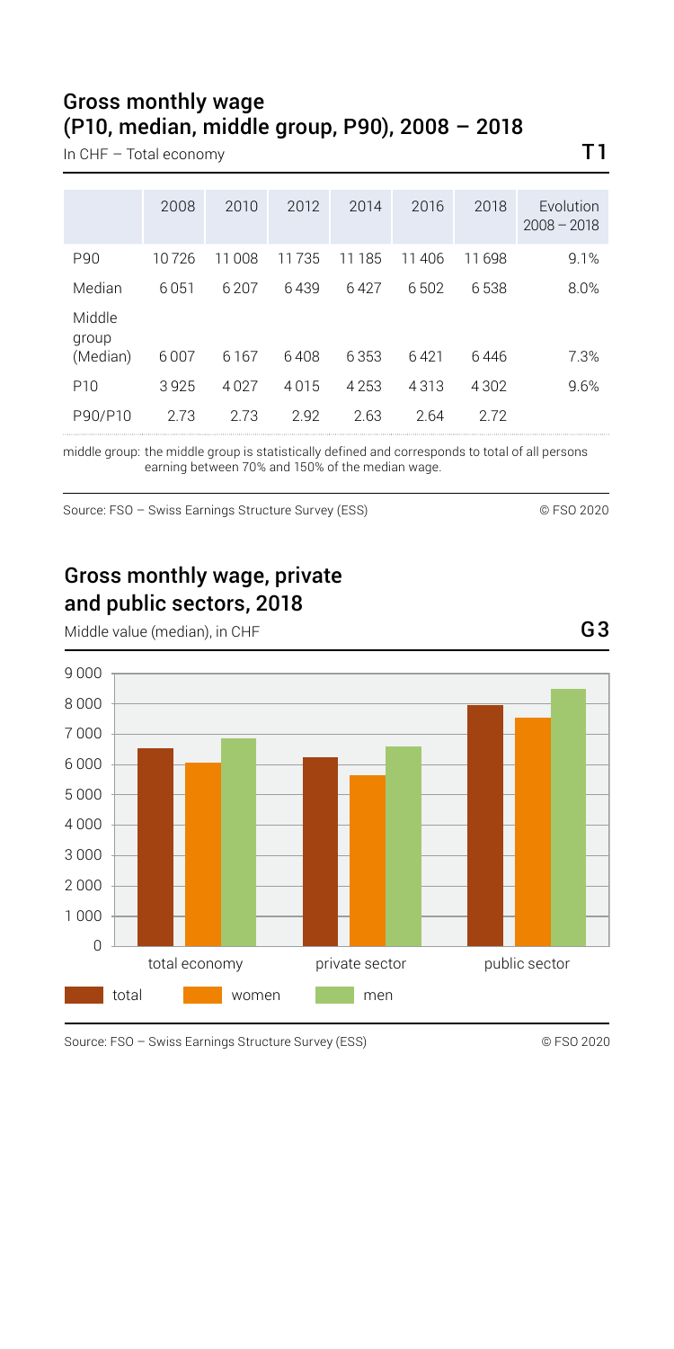## Gross monthly wage (P10, median, middle group, P90), 2008 – 2018

In CHF – Total economy

**T1**

| | 2008 | 2010 | 2012 | 2014 | 2016 | 2018 | Evolution 2008 – 2018 |
|---|---|---|---|---|---|---|---|
| P90 | 10 726 | 11 008 | 11 735 | 11 185 | 11 406 | 11 698 | 9.1% |
| Median | 6 051 | 6 207 | 6 439 | 6 427 | 6 502 | 6 538 | 8.0% |
| Middle group (Median) | 6 007 | 6 167 | 6 408 | 6 353 | 6 421 | 6 446 | 7.3% |
| P10 | 3 925 | 4 027 | 4 015 | 4 253 | 4 313 | 4 302 | 9.6% |
| P90/P10 | 2.73 | 2.73 | 2.92 | 2.63 | 2.64 | 2.72 | |

middle group: the middle group is statistically defined and corresponds to total of all persons earning between 70% and 150% of the median wage.

Source: FSO – Swiss Earnings Structure Survey (ESS) © FSO 2020

## Gross monthly wage, private and public sectors, 2018

Middle value (median), in CHF

**G3**

Source: FSO – Swiss Earnings Structure Survey (ESS) © FSO 2020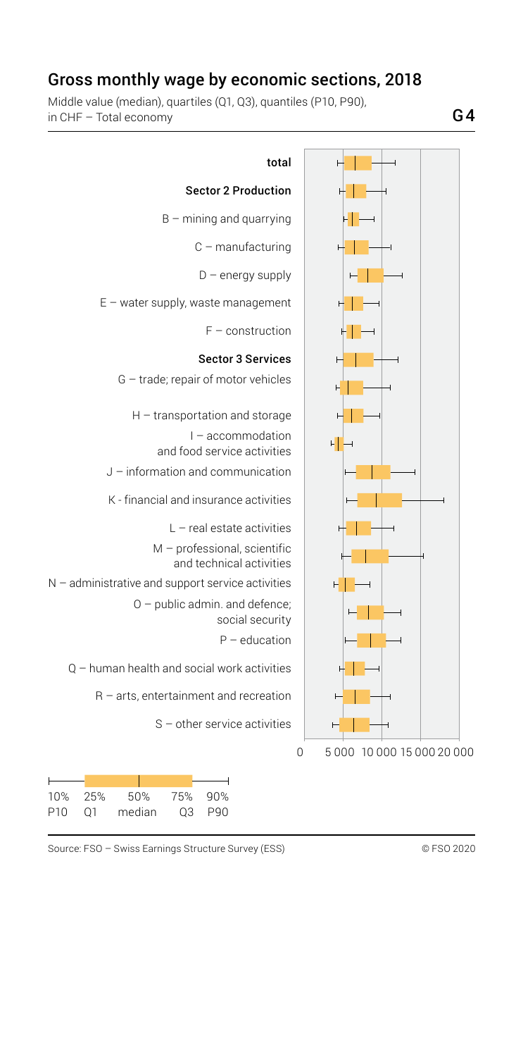## Gross monthly wage by economic sections, 2018

Middle value (median), quartiles (Q1, Q3), quantiles (P10, P90), in CHF – Total economy

G 4

total

Sector 2 Production

B – mining and quarrying

C – manufacturing

D – energy supply

E – water supply, waste management

F – construction

Sector 3 Services

G – trade; repair of motor vehicles

H – transportation and storage

I – accommodation and food service activities

J – information and communication

K - financial and insurance activities

L – real estate activities

M – professional, scientific and technical activities

N – administrative and support service activities

O – public admin. and defence; social security

P – education

Q – human health and social work activities

R – arts, entertainment and recreation

S – other service activities

0 5 000 10 000 15 000 20 000

10% 25% 50% 75% 90%
P10 Q1 median Q3 P90

Source: FSO – Swiss Earnings Structure Survey (ESS)

© FSO 2020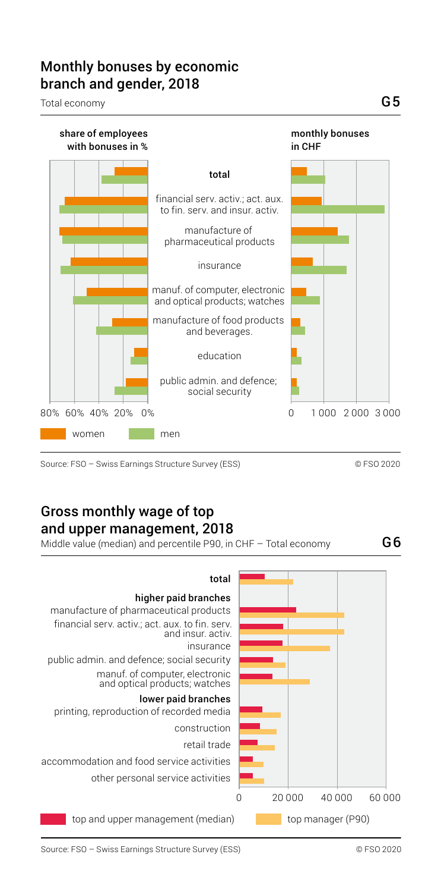## Monthly bonuses by economic branch and gender, 2018

Total economy

G5

share of employees with bonuses in %

monthly bonuses in CHF

- total
- financial serv. activ.; act. aux. to fin. serv. and insur. activ.
- manufacture of pharmaceutical products
- insurance
- manuf. of computer, electronic and optical products; watches
- manufacture of food products and beverages.
- education
- public admin. and defence; social security

80% 60% 40% 20% 0%

0 1 000 2 000 3 000

women men

Source: FSO – Swiss Earnings Structure Survey (ESS)

© FSO 2020

## Gross monthly wage of top and upper management, 2018

Middle value (median) and percentile P90, in CHF – Total economy

G6

**total**

**higher paid branches**

- manufacture of pharmaceutical products
- financial serv. activ.; act. aux. to fin. serv. and insur. activ.
- insurance
- public admin. and defence; social security
- manuf. of computer, electronic and optical products; watches

**lower paid branches**

- printing, reproduction of recorded media
- construction
- retail trade
- accommodation and food service activities
- other personal service activities

0 20 000 40 000 60 000

top and upper management (median) top manager (P90)

Source: FSO – Swiss Earnings Structure Survey (ESS)

© FSO 2020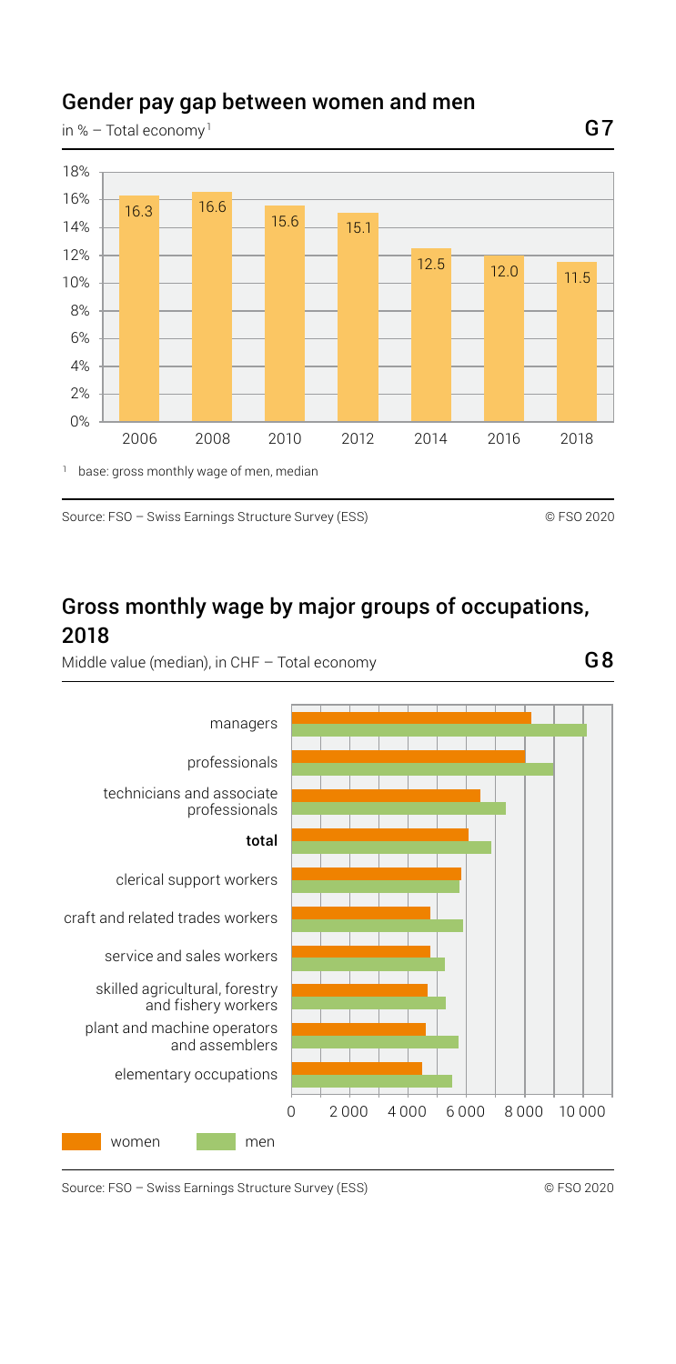## Gender pay gap between women and men

in % – Total economy[1]

G7

| Year | Gender pay gap (%) |
|---|---|
| 2006 | 16.3 |
| 2008 | 16.6 |
| 2010 | 15.6 |
| 2012 | 15.1 |
| 2014 | 12.5 |
| 2016 | 12.0 |
| 2018 | 11.5 |

[1] base: gross monthly wage of men, median

Source: FSO – Swiss Earnings Structure Survey (ESS)

© FSO 2020

## Gross monthly wage by major groups of occupations, 2018

Middle value (median), in CHF – Total economy

G8

Categories: managers; professionals; technicians and associate professionals; **total**; clerical support workers; craft and related trades workers; service and sales workers; skilled agricultural, forestry and fishery workers; plant and machine operators and assemblers; elementary occupations

Axis: 0, 2 000, 4 000, 6 000, 8 000, 10 000

Legend: women, men

Source: FSO – Swiss Earnings Structure Survey (ESS)

© FSO 2020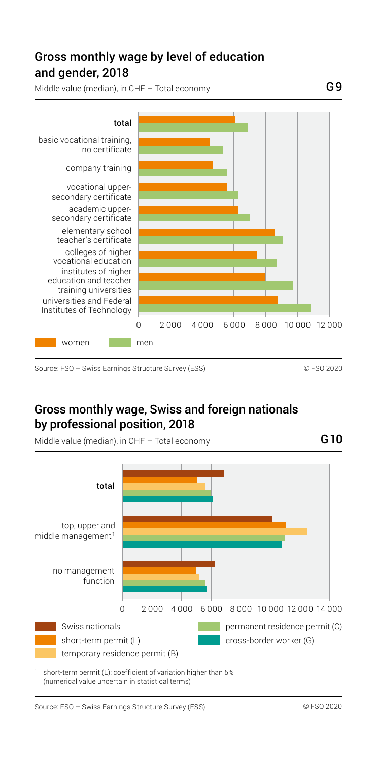## Gross monthly wage by level of education and gender, 2018

Middle value (median), in CHF – Total economy

**G9**

**total**

basic vocational training, no certificate

company training

vocational upper-secondary certificate

academic upper-secondary certificate

elementary school teacher's certificate

colleges of higher vocational education

institutes of higher education and teacher training universities

universities and Federal Institutes of Technology

0 2 000 4 000 6 000 8 000 10 000 12 000

women men

Source: FSO – Swiss Earnings Structure Survey (ESS) © FSO 2020

## Gross monthly wage, Swiss and foreign nationals by professional position, 2018

Middle value (median), in CHF – Total economy

**G10**

**total**

top, upper and middle management[1]

no management function

0 2 000 4 000 6 000 8 000 10 000 12 000 14 000

Swiss nationals

short-term permit (L)

temporary residence permit (B)

permanent residence permit (C)

cross-border worker (G)

[1] short-term permit (L): coefficient of variation higher than 5% (numerical value uncertain in statistical terms)

Source: FSO – Swiss Earnings Structure Survey (ESS) © FSO 2020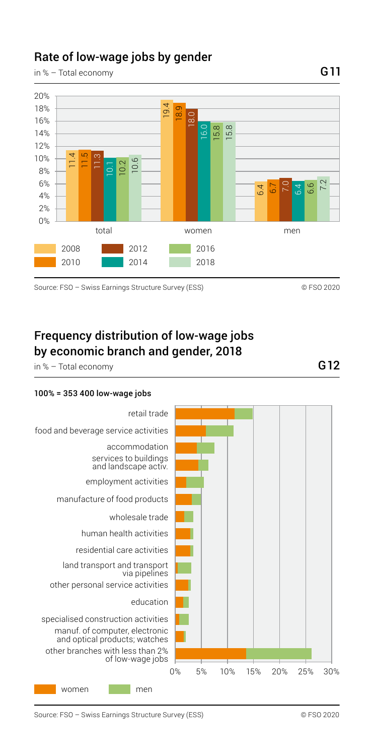## Rate of low-wage jobs by gender

in % – Total economy

G11

| | 2008 | 2010 | 2012 | 2014 | 2016 | 2018 |
|---|---|---|---|---|---|---|
| total | 11.4 | 11.5 | 11.3 | 10.1 | 10.2 | 10.6 |
| women | 19.4 | 18.9 | 18.0 | 16.0 | 15.8 | 15.8 |
| men | 6.4 | 6.7 | 7.0 | 6.4 | 6.6 | 7.2 |

Source: FSO – Swiss Earnings Structure Survey (ESS)

© FSO 2020

## Frequency distribution of low-wage jobs by economic branch and gender, 2018

in % – Total economy

G12

**100% = 353 400 low-wage jobs**

- retail trade
- food and beverage service activities
- accommodation
- services to buildings and landscape activ.
- employment activities
- manufacture of food products
- wholesale trade
- human health activities
- residential care activities
- land transport and transport via pipelines
- other personal service activities
- education
- specialised construction activities
- manuf. of computer, electronic and optical products; watches
- other branches with less than 2% of low-wage jobs

0% 5% 10% 15% 20% 25% 30%

women / men

Source: FSO – Swiss Earnings Structure Survey (ESS)

© FSO 2020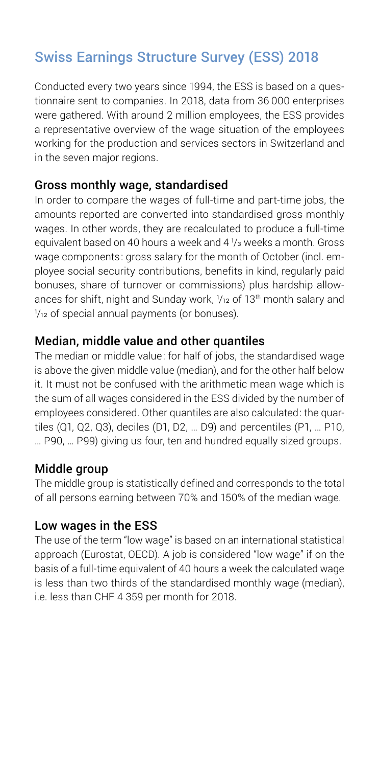## Swiss Earnings Structure Survey (ESS) 2018

Conducted every two years since 1994, the ESS is based on a questionnaire sent to companies. In 2018, data from 36 000 enterprises were gathered. With around 2 million employees, the ESS provides a representative overview of the wage situation of the employees working for the production and services sectors in Switzerland and in the seven major regions.

### Gross monthly wage, standardised

In order to compare the wages of full-time and part-time jobs, the amounts reported are converted into standardised gross monthly wages. In other words, they are recalculated to produce a full-time equivalent based on 40 hours a week and 4 ⅓ weeks a month. Gross wage components: gross salary for the month of October (incl. employee social security contributions, benefits in kind, regularly paid bonuses, share of turnover or commissions) plus hardship allowances for shift, night and Sunday work, 1/12 of 13th month salary and 1/12 of special annual payments (or bonuses).

### Median, middle value and other quantiles

The median or middle value: for half of jobs, the standardised wage is above the given middle value (median), and for the other half below it. It must not be confused with the arithmetic mean wage which is the sum of all wages considered in the ESS divided by the number of employees considered. Other quantiles are also calculated: the quartiles (Q1, Q2, Q3), deciles (D1, D2, … D9) and percentiles (P1, … P10, … P90, … P99) giving us four, ten and hundred equally sized groups.

### Middle group

The middle group is statistically defined and corresponds to the total of all persons earning between 70% and 150% of the median wage.

### Low wages in the ESS

The use of the term "low wage" is based on an international statistical approach (Eurostat, OECD). A job is considered "low wage" if on the basis of a full-time equivalent of 40 hours a week the calculated wage is less than two thirds of the standardised monthly wage (median), i.e. less than CHF 4 359 per month for 2018.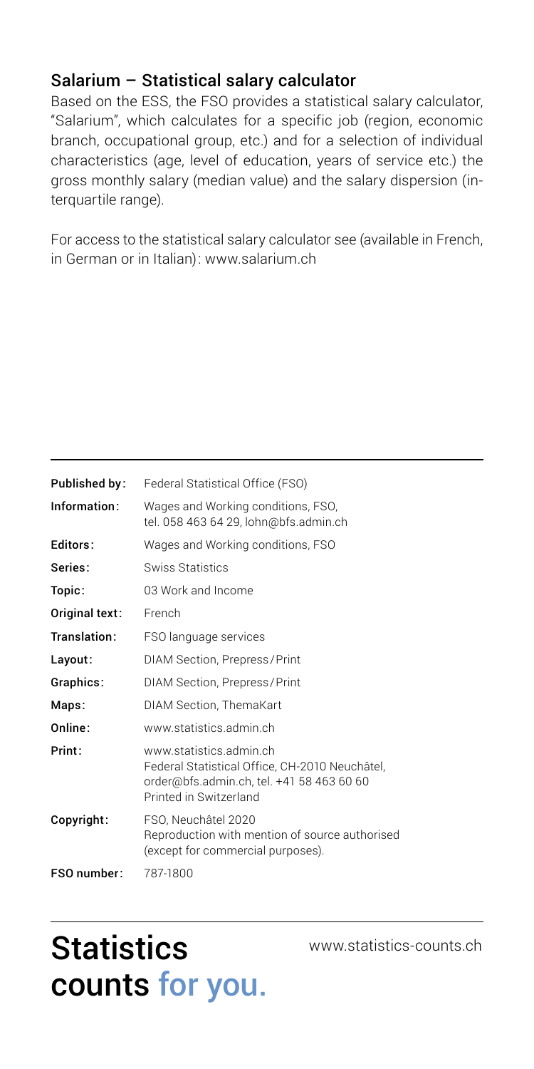## Salarium – Statistical salary calculator

Based on the ESS, the FSO provides a statistical salary calculator, "Salarium", which calculates for a specific job (region, economic branch, occupational group, etc.) and for a selection of individual characteristics (age, level of education, years of service etc.) the gross monthly salary (median value) and the salary dispersion (interquartile range).

For access to the statistical salary calculator see (available in French, in German or in Italian): www.salarium.ch

| | |
|---|---|
| **Published by:** | Federal Statistical Office (FSO) |
| **Information:** | Wages and Working conditions, FSO, tel. 058 463 64 29, lohn@bfs.admin.ch |
| **Editors:** | Wages and Working conditions, FSO |
| **Series:** | Swiss Statistics |
| **Topic:** | 03 Work and Income |
| **Original text:** | French |
| **Translation:** | FSO language services |
| **Layout:** | DIAM Section, Prepress/Print |
| **Graphics:** | DIAM Section, Prepress/Print |
| **Maps:** | DIAM Section, ThemaKart |
| **Online:** | www.statistics.admin.ch |
| **Print:** | www.statistics.admin.ch Federal Statistical Office, CH-2010 Neuchâtel, order@bfs.admin.ch, tel. +41 58 463 60 60 Printed in Switzerland |
| **Copyright:** | FSO, Neuchâtel 2020 Reproduction with mention of source authorised (except for commercial purposes). |
| **FSO number:** | 787-1800 |

# Statistics counts for you.

www.statistics-counts.ch